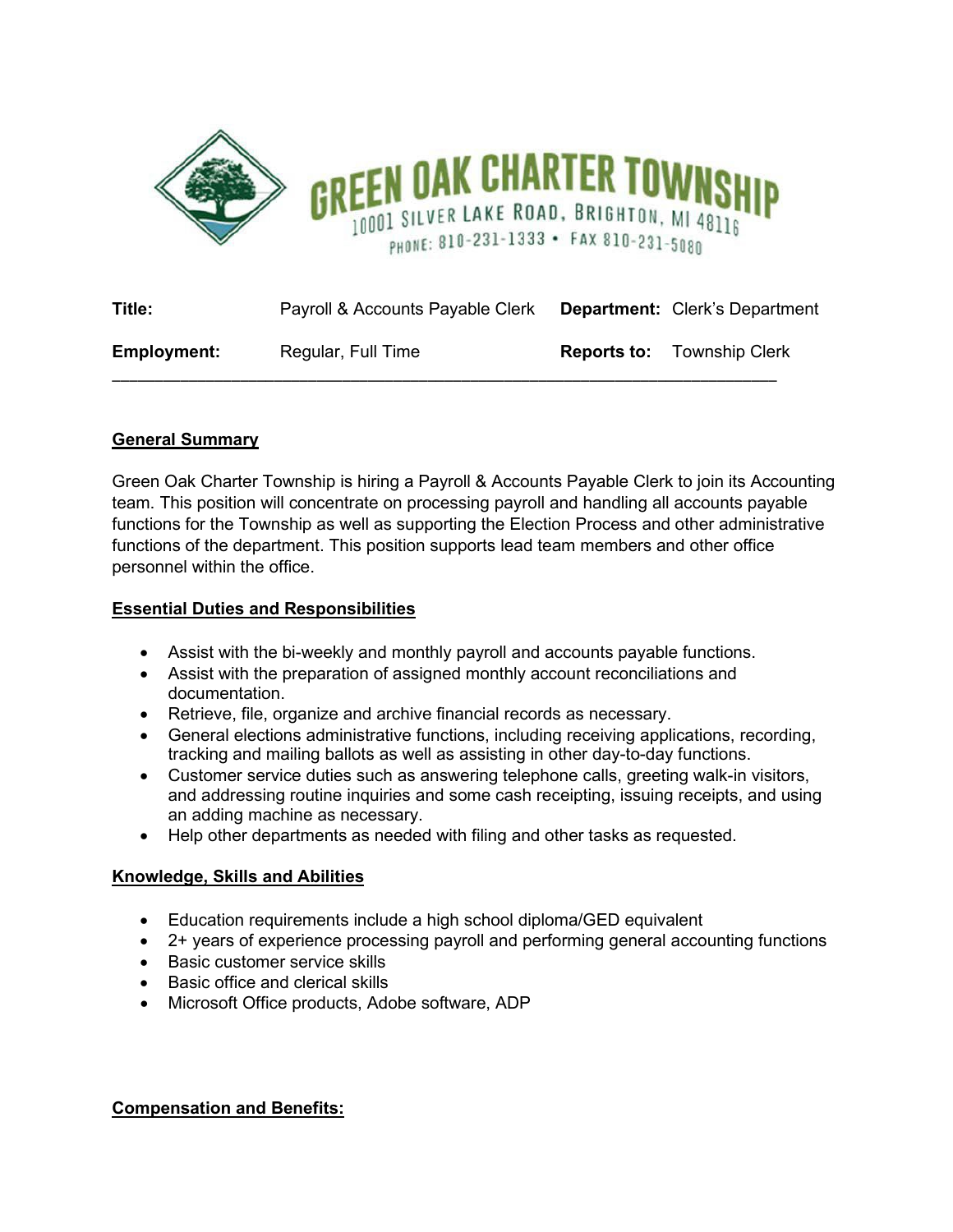**GREEN OAK CHARTER TOWNSHIP**
10001 SILVER LAKE ROAD, BRIGHTON, MI 48116
PHONE: 810-231-1333 • FAX 810-231-5080

| | | | |
|---|---|---|---|
| **Title:** | Payroll & Accounts Payable Clerk | **Department:** | Clerk's Department |
| **Employment:** | Regular, Full Time | **Reports to:** | Township Clerk |

---

## General Summary

Green Oak Charter Township is hiring a Payroll & Accounts Payable Clerk to join its Accounting team. This position will concentrate on processing payroll and handling all accounts payable functions for the Township as well as supporting the Election Process and other administrative functions of the department. This position supports lead team members and other office personnel within the office.

## Essential Duties and Responsibilities

- Assist with the bi-weekly and monthly payroll and accounts payable functions.
- Assist with the preparation of assigned monthly account reconciliations and documentation.
- Retrieve, file, organize and archive financial records as necessary.
- General elections administrative functions, including receiving applications, recording, tracking and mailing ballots as well as assisting in other day-to-day functions.
- Customer service duties such as answering telephone calls, greeting walk-in visitors, and addressing routine inquiries and some cash receipting, issuing receipts, and using an adding machine as necessary.
- Help other departments as needed with filing and other tasks as requested.

## Knowledge, Skills and Abilities

- Education requirements include a high school diploma/GED equivalent
- 2+ years of experience processing payroll and performing general accounting functions
- Basic customer service skills
- Basic office and clerical skills
- Microsoft Office products, Adobe software, ADP

## Compensation and Benefits: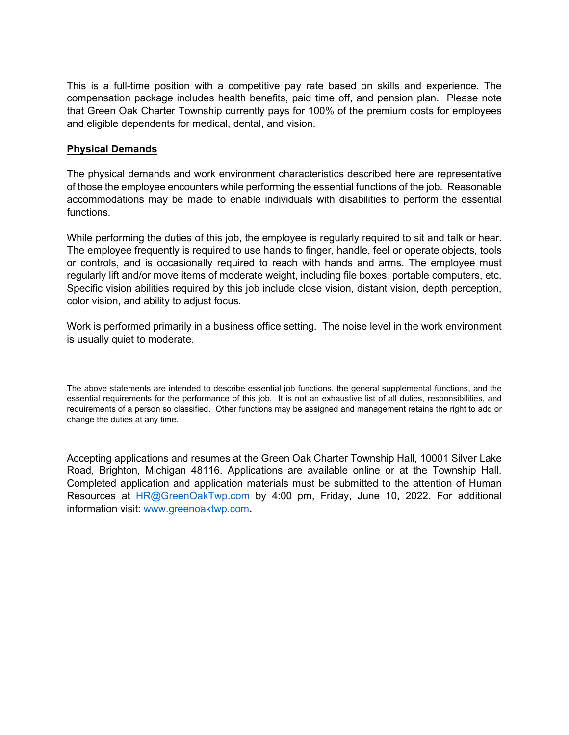This is a full-time position with a competitive pay rate based on skills and experience. The compensation package includes health benefits, paid time off, and pension plan. Please note that Green Oak Charter Township currently pays for 100% of the premium costs for employees and eligible dependents for medical, dental, and vision.

## Physical Demands

The physical demands and work environment characteristics described here are representative of those the employee encounters while performing the essential functions of the job. Reasonable accommodations may be made to enable individuals with disabilities to perform the essential functions.

While performing the duties of this job, the employee is regularly required to sit and talk or hear. The employee frequently is required to use hands to finger, handle, feel or operate objects, tools or controls, and is occasionally required to reach with hands and arms. The employee must regularly lift and/or move items of moderate weight, including file boxes, portable computers, etc. Specific vision abilities required by this job include close vision, distant vision, depth perception, color vision, and ability to adjust focus.

Work is performed primarily in a business office setting. The noise level in the work environment is usually quiet to moderate.

The above statements are intended to describe essential job functions, the general supplemental functions, and the essential requirements for the performance of this job. It is not an exhaustive list of all duties, responsibilities, and requirements of a person so classified. Other functions may be assigned and management retains the right to add or change the duties at any time.

Accepting applications and resumes at the Green Oak Charter Township Hall, 10001 Silver Lake Road, Brighton, Michigan 48116. Applications are available online or at the Township Hall. Completed application and application materials must be submitted to the attention of Human Resources at HR@GreenOakTwp.com by 4:00 pm, Friday, June 10, 2022. For additional information visit: www.greenoaktwp.com.